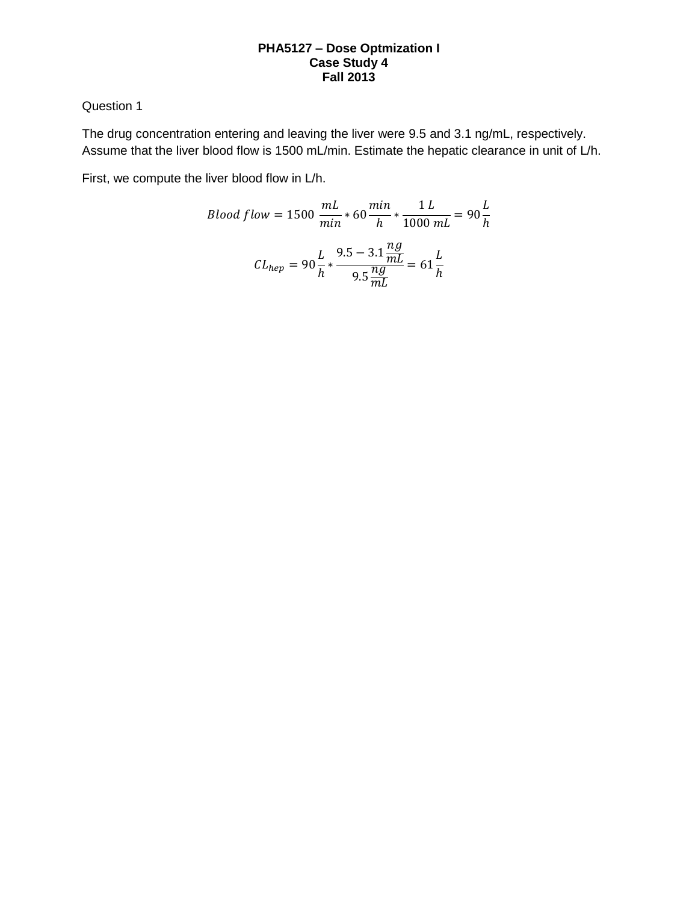**PHA5127 – Dose Optmization I**
**Case Study 4**
**Fall 2013**

Question 1

The drug concentration entering and leaving the liver were 9.5 and 3.1 ng/mL, respectively. Assume that the liver blood flow is 1500 mL/min. Estimate the hepatic clearance in unit of L/h.

First, we compute the liver blood flow in L/h.

$$Blood\ flow = 1500\ \frac{mL}{min} * 60\frac{min}{h} * \frac{1\ L}{1000\ mL} = 90\frac{L}{h}$$

$$CL_{hep} = 90\frac{L}{h} * \frac{9.5 - 3.1\frac{ng}{mL}}{9.5\frac{ng}{mL}} = 61\frac{L}{h}$$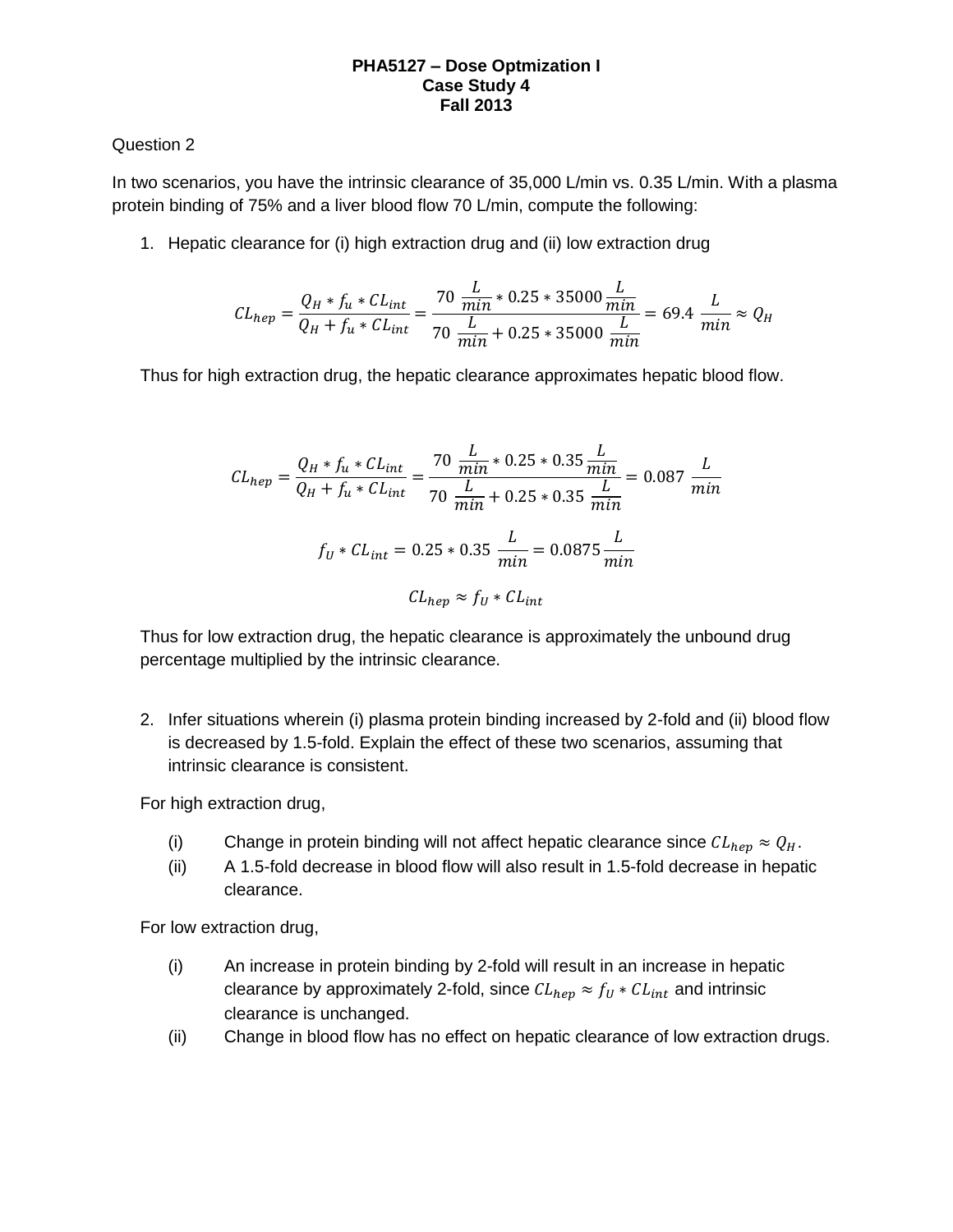**PHA5127 – Dose Optmization I**
**Case Study 4**
**Fall 2013**

Question 2

In two scenarios, you have the intrinsic clearance of 35,000 L/min vs. 0.35 L/min. With a plasma protein binding of 75% and a liver blood flow 70 L/min, compute the following:

1. Hepatic clearance for (i) high extraction drug and (ii) low extraction drug

$$CL_{hep} = \frac{Q_H * f_u * CL_{int}}{Q_H + f_u * CL_{int}} = \frac{70\ \frac{L}{min} * 0.25 * 35000\ \frac{L}{min}}{70\ \frac{L}{min} + 0.25 * 35000\ \frac{L}{min}} = 69.4\ \frac{L}{min} \approx Q_H$$

Thus for high extraction drug, the hepatic clearance approximates hepatic blood flow.

$$CL_{hep} = \frac{Q_H * f_u * CL_{int}}{Q_H + f_u * CL_{int}} = \frac{70\ \frac{L}{min} * 0.25 * 0.35\ \frac{L}{min}}{70\ \frac{L}{min} + 0.25 * 0.35\ \frac{L}{min}} = 0.087\ \frac{L}{min}$$

$$f_U * CL_{int} = 0.25 * 0.35\ \frac{L}{min} = 0.0875\ \frac{L}{min}$$

$$CL_{hep} \approx f_U * CL_{int}$$

Thus for low extraction drug, the hepatic clearance is approximately the unbound drug percentage multiplied by the intrinsic clearance.

2. Infer situations wherein (i) plasma protein binding increased by 2-fold and (ii) blood flow is decreased by 1.5-fold. Explain the effect of these two scenarios, assuming that intrinsic clearance is consistent.

For high extraction drug,

(i) Change in protein binding will not affect hepatic clearance since $CL_{hep} \approx Q_H$.

(ii) A 1.5-fold decrease in blood flow will also result in 1.5-fold decrease in hepatic clearance.

For low extraction drug,

(i) An increase in protein binding by 2-fold will result in an increase in hepatic clearance by approximately 2-fold, since $CL_{hep} \approx f_U * CL_{int}$ and intrinsic clearance is unchanged.

(ii) Change in blood flow has no effect on hepatic clearance of low extraction drugs.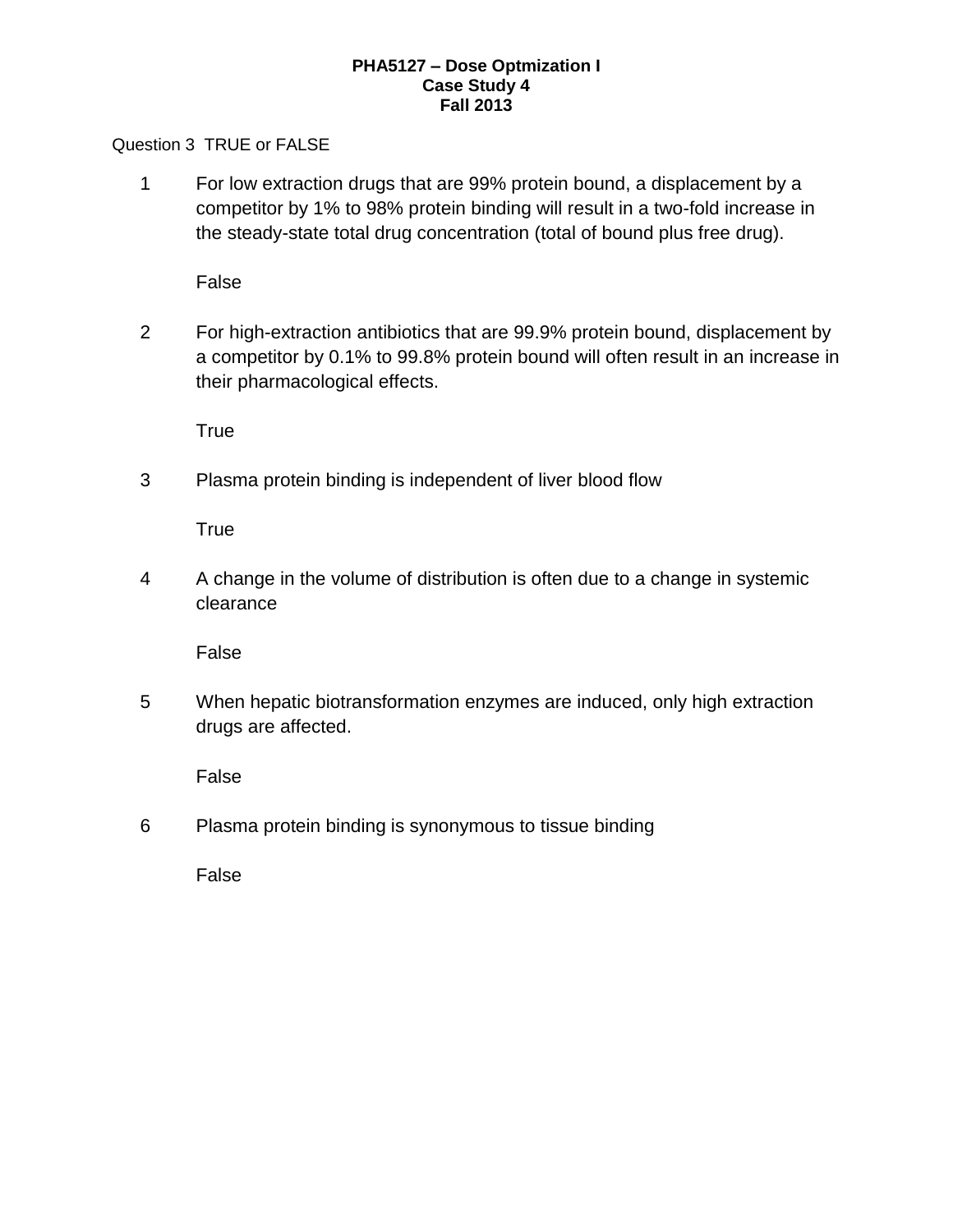**PHA5127 – Dose Optmization I**
**Case Study 4**
**Fall 2013**

Question 3 TRUE or FALSE

1. For low extraction drugs that are 99% protein bound, a displacement by a competitor by 1% to 98% protein binding will result in a two-fold increase in the steady-state total drug concentration (total of bound plus free drug).

   False

2. For high-extraction antibiotics that are 99.9% protein bound, displacement by a competitor by 0.1% to 99.8% protein bound will often result in an increase in their pharmacological effects.

   True

3. Plasma protein binding is independent of liver blood flow

   True

4. A change in the volume of distribution is often due to a change in systemic clearance

   False

5. When hepatic biotransformation enzymes are induced, only high extraction drugs are affected.

   False

6. Plasma protein binding is synonymous to tissue binding

   False